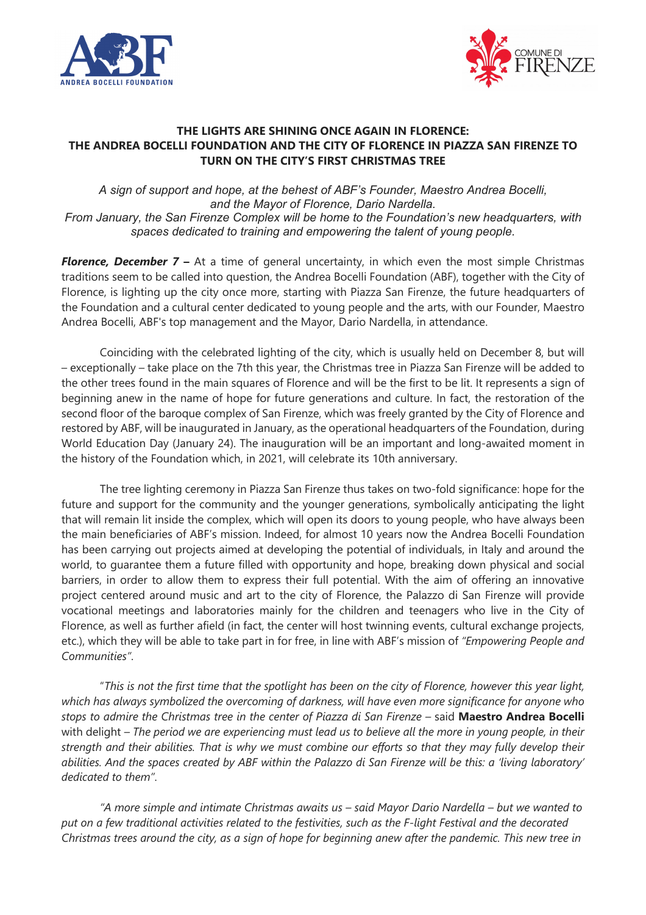**THE LIGHTS ARE SHINING ONCE AGAIN IN FLORENCE:**
**THE ANDREA BOCELLI FOUNDATION AND THE CITY OF FLORENCE IN PIAZZA SAN FIRENZE TO TURN ON THE CITY'S FIRST CHRISTMAS TREE**

*A sign of support and hope, at the behest of ABF's Founder, Maestro Andrea Bocelli, and the Mayor of Florence, Dario Nardella.*
*From January, the San Firenze Complex will be home to the Foundation's new headquarters, with spaces dedicated to training and empowering the talent of young people.*

***Florence, December 7 –*** At a time of general uncertainty, in which even the most simple Christmas traditions seem to be called into question, the Andrea Bocelli Foundation (ABF), together with the City of Florence, is lighting up the city once more, starting with Piazza San Firenze, the future headquarters of the Foundation and a cultural center dedicated to young people and the arts, with our Founder, Maestro Andrea Bocelli, ABF's top management and the Mayor, Dario Nardella, in attendance.

Coinciding with the celebrated lighting of the city, which is usually held on December 8, but will – exceptionally – take place on the 7th this year, the Christmas tree in Piazza San Firenze will be added to the other trees found in the main squares of Florence and will be the first to be lit. It represents a sign of beginning anew in the name of hope for future generations and culture. In fact, the restoration of the second floor of the baroque complex of San Firenze, which was freely granted by the City of Florence and restored by ABF, will be inaugurated in January, as the operational headquarters of the Foundation, during World Education Day (January 24). The inauguration will be an important and long-awaited moment in the history of the Foundation which, in 2021, will celebrate its 10th anniversary.

The tree lighting ceremony in Piazza San Firenze thus takes on two-fold significance: hope for the future and support for the community and the younger generations, symbolically anticipating the light that will remain lit inside the complex, which will open its doors to young people, who have always been the main beneficiaries of ABF's mission. Indeed, for almost 10 years now the Andrea Bocelli Foundation has been carrying out projects aimed at developing the potential of individuals, in Italy and around the world, to guarantee them a future filled with opportunity and hope, breaking down physical and social barriers, in order to allow them to express their full potential. With the aim of offering an innovative project centered around music and art to the city of Florence, the Palazzo di San Firenze will provide vocational meetings and laboratories mainly for the children and teenagers who live in the City of Florence, as well as further afield (in fact, the center will host twinning events, cultural exchange projects, etc.), which they will be able to take part in for free, in line with ABF's mission of *"Empowering People and Communities"*.

"*This is not the first time that the spotlight has been on the city of Florence, however this year light, which has always symbolized the overcoming of darkness, will have even more significance for anyone who stops to admire the Christmas tree in the center of Piazza di San Firenze* – said **Maestro Andrea Bocelli** with delight – *The period we are experiencing must lead us to believe all the more in young people, in their strength and their abilities. That is why we must combine our efforts so that they may fully develop their abilities. And the spaces created by ABF within the Palazzo di San Firenze will be this: a 'living laboratory' dedicated to them"*.

*"A more simple and intimate Christmas awaits us – said Mayor Dario Nardella – but we wanted to put on a few traditional activities related to the festivities, such as the F-light Festival and the decorated Christmas trees around the city, as a sign of hope for beginning anew after the pandemic. This new tree in*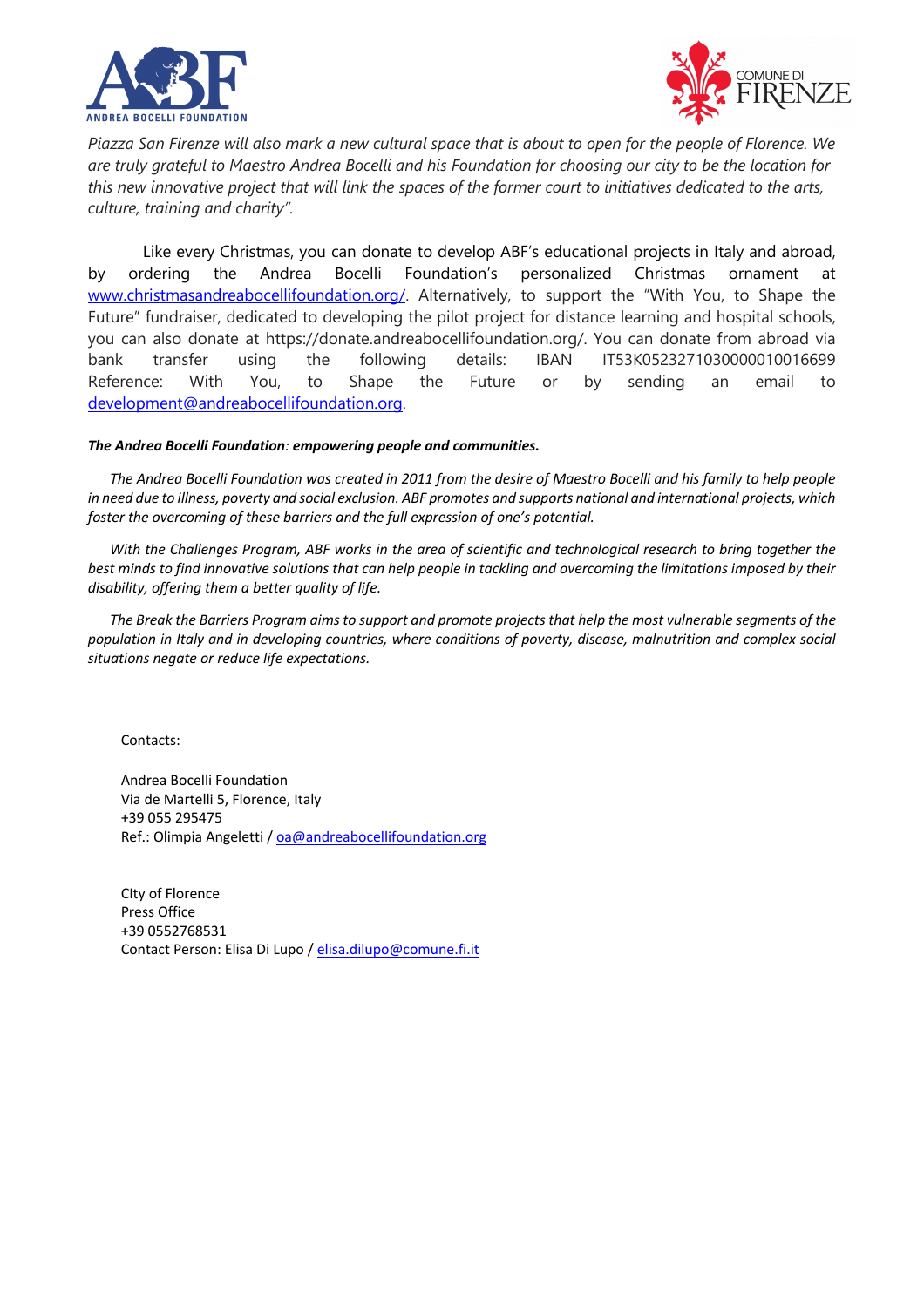*Piazza San Firenze will also mark a new cultural space that is about to open for the people of Florence. We are truly grateful to Maestro Andrea Bocelli and his Foundation for choosing our city to be the location for this new innovative project that will link the spaces of the former court to initiatives dedicated to the arts, culture, training and charity".*

Like every Christmas, you can donate to develop ABF's educational projects in Italy and abroad, by ordering the Andrea Bocelli Foundation's personalized Christmas ornament at www.christmasandreabocellifoundation.org/. Alternatively, to support the "With You, to Shape the Future" fundraiser, dedicated to developing the pilot project for distance learning and hospital schools, you can also donate at https://donate.andreabocellifoundation.org/. You can donate from abroad via bank transfer using the following details: IBAN IT53K0523271030000010016699 Reference: With You, to Shape the Future or by sending an email to development@andreabocellifoundation.org.

***The Andrea Bocelli Foundation**: empowering people and communities.*

*The Andrea Bocelli Foundation was created in 2011 from the desire of Maestro Bocelli and his family to help people in need due to illness, poverty and social exclusion. ABF promotes and supports national and international projects, which foster the overcoming of these barriers and the full expression of one's potential.*

*With the Challenges Program, ABF works in the area of scientific and technological research to bring together the best minds to find innovative solutions that can help people in tackling and overcoming the limitations imposed by their disability, offering them a better quality of life.*

*The Break the Barriers Program aims to support and promote projects that help the most vulnerable segments of the population in Italy and in developing countries, where conditions of poverty, disease, malnutrition and complex social situations negate or reduce life expectations.*

Contacts:

Andrea Bocelli Foundation
Via de Martelli 5, Florence, Italy
+39 055 295475
Ref.: Olimpia Angeletti / oa@andreabocellifoundation.org

CIty of Florence
Press Office
+39 0552768531
Contact Person: Elisa Di Lupo / elisa.dilupo@comune.fi.it